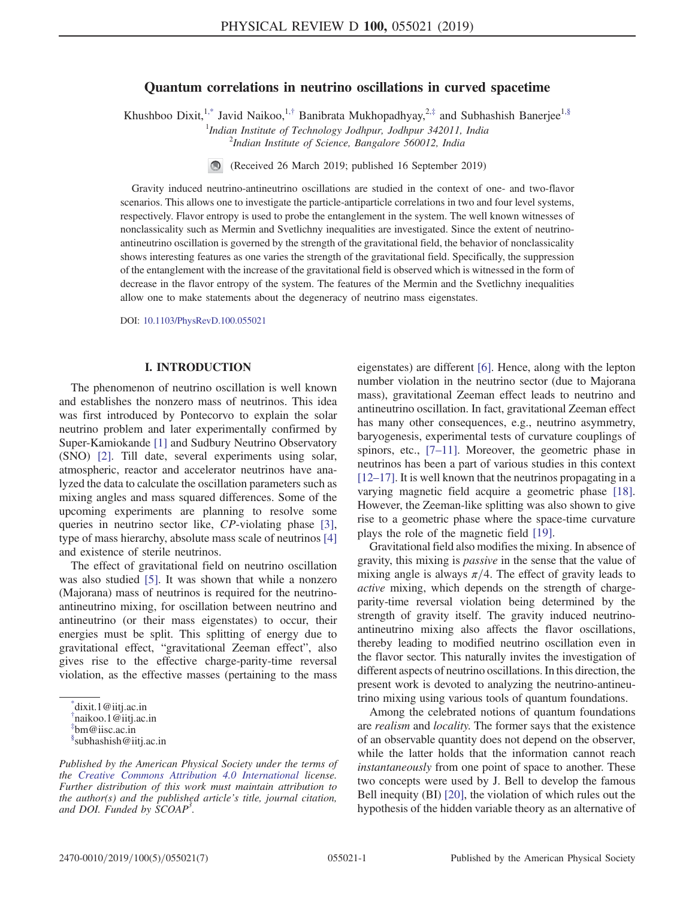# Quantum correlations in neutrino oscillations in curved spacetime

Khushboo Dixit,[1,*] Javid Naikoo,[1,†] Banibrata Mukhopadhyay,[2,‡] and Subhashish Banerjee[1,§]

[1]*Indian Institute of Technology Jodhpur, Jodhpur 342011, India*
[2]*Indian Institute of Science, Bangalore 560012, India*

(Received 26 March 2019; published 16 September 2019)

Gravity induced neutrino-antineutrino oscillations are studied in the context of one- and two-flavor scenarios. This allows one to investigate the particle-antiparticle correlations in two and four level systems, respectively. Flavor entropy is used to probe the entanglement in the system. The well known witnesses of nonclassicality such as Mermin and Svetlichny inequalities are investigated. Since the extent of neutrino-antineutrino oscillation is governed by the strength of the gravitational field, the behavior of nonclassicality shows interesting features as one varies the strength of the gravitational field. Specifically, the suppression of the entanglement with the increase of the gravitational field is observed which is witnessed in the form of decrease in the flavor entropy of the system. The features of the Mermin and the Svetlichny inequalities allow one to make statements about the degeneracy of neutrino mass eigenstates.

DOI: 10.1103/PhysRevD.100.055021

## I. INTRODUCTION

The phenomenon of neutrino oscillation is well known and establishes the nonzero mass of neutrinos. This idea was first introduced by Pontecorvo to explain the solar neutrino problem and later experimentally confirmed by Super-Kamiokande [1] and Sudbury Neutrino Observatory (SNO) [2]. Till date, several experiments using solar, atmospheric, reactor and accelerator neutrinos have analyzed the data to calculate the oscillation parameters such as mixing angles and mass squared differences. Some of the upcoming experiments are planning to resolve some queries in neutrino sector like, *CP*-violating phase [3], type of mass hierarchy, absolute mass scale of neutrinos [4] and existence of sterile neutrinos.

The effect of gravitational field on neutrino oscillation was also studied [5]. It was shown that while a nonzero (Majorana) mass of neutrinos is required for the neutrino-antineutrino mixing, for oscillation between neutrino and antineutrino (or their mass eigenstates) to occur, their energies must be split. This splitting of energy due to gravitational effect, "gravitational Zeeman effect", also gives rise to the effective charge-parity-time reversal violation, as the effective masses (pertaining to the mass eigenstates) are different [6]. Hence, along with the lepton number violation in the neutrino sector (due to Majorana mass), gravitational Zeeman effect leads to neutrino and antineutrino oscillation. In fact, gravitational Zeeman effect has many other consequences, e.g., neutrino asymmetry, baryogenesis, experimental tests of curvature couplings of spinors, etc., [7–11]. Moreover, the geometric phase in neutrinos has been a part of various studies in this context [12–17]. It is well known that the neutrinos propagating in a varying magnetic field acquire a geometric phase [18]. However, the Zeeman-like splitting was also shown to give rise to a geometric phase where the space-time curvature plays the role of the magnetic field [19].

Gravitational field also modifies the mixing. In absence of gravity, this mixing is *passive* in the sense that the value of mixing angle is always $\pi/4$. The effect of gravity leads to *active* mixing, which depends on the strength of charge-parity-time reversal violation being determined by the strength of gravity itself. The gravity induced neutrino-antineutrino mixing also affects the flavor oscillations, thereby leading to modified neutrino oscillation even in the flavor sector. This naturally invites the investigation of different aspects of neutrino oscillations. In this direction, the present work is devoted to analyzing the neutrino-antineutrino mixing using various tools of quantum foundations.

Among the celebrated notions of quantum foundations are *realism* and *locality*. The former says that the existence of an observable quantity does not depend on the observer, while the latter holds that the information cannot reach *instantaneously* from one point of space to another. These two concepts were used by J. Bell to develop the famous Bell inequity (BI) [20], the violation of which rules out the hypothesis of the hidden variable theory as an alternative of

---

*dixit.1@iitj.ac.in
†naikoo.1@iitj.ac.in
‡bm@iisc.ac.in
§subhashish@iitj.ac.in

*Published by the American Physical Society under the terms of the Creative Commons Attribution 4.0 International license. Further distribution of this work must maintain attribution to the author(s) and the published article's title, journal citation, and DOI. Funded by SCOAP³.*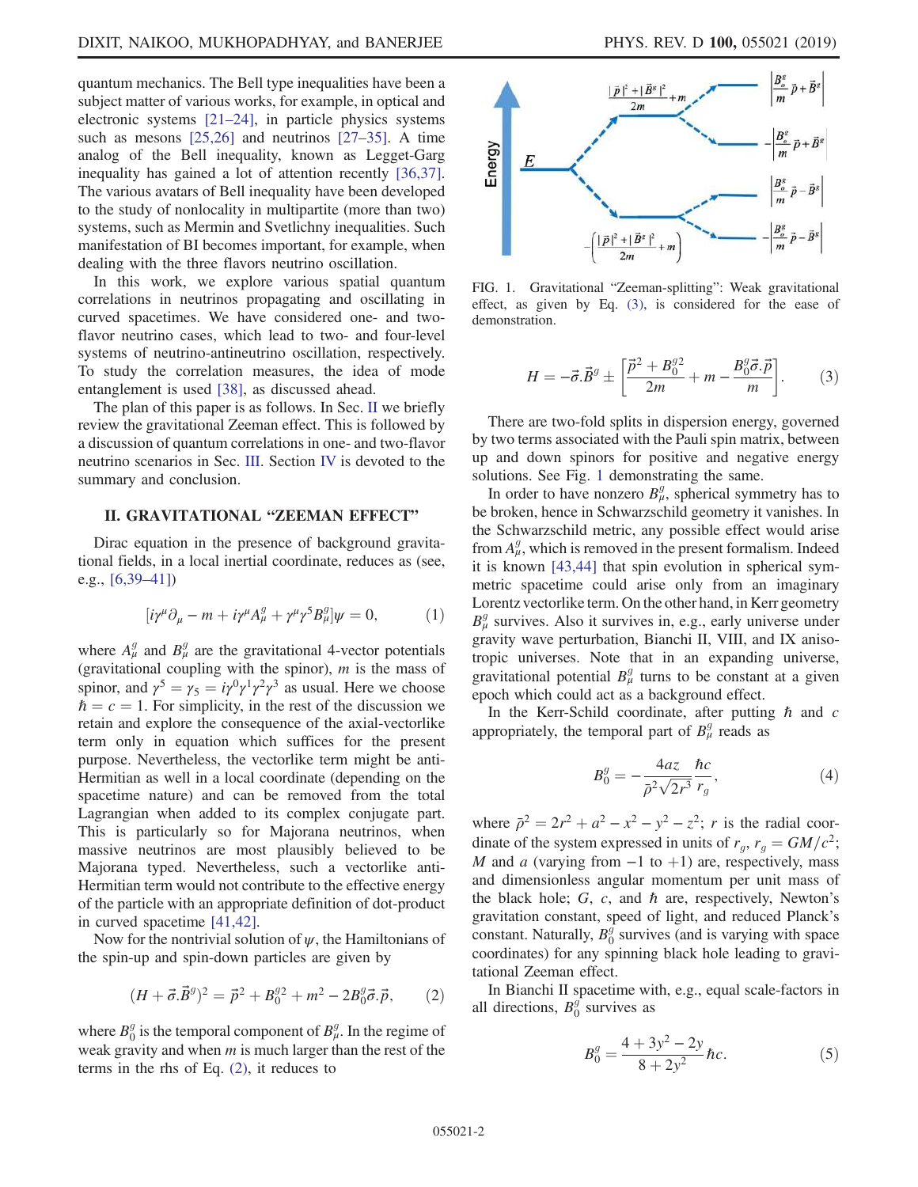quantum mechanics. The Bell type inequalities have been a subject matter of various works, for example, in optical and electronic systems [21–24], in particle physics systems such as mesons [25,26] and neutrinos [27–35]. A time analog of the Bell inequality, known as Legget-Garg inequality has gained a lot of attention recently [36,37]. The various avatars of Bell inequality have been developed to the study of nonlocality in multipartite (more than two) systems, such as Mermin and Svetlichny inequalities. Such manifestation of BI becomes important, for example, when dealing with the three flavors neutrino oscillation.

In this work, we explore various spatial quantum correlations in neutrinos propagating and oscillating in curved spacetimes. We have considered one- and two-flavor neutrino cases, which lead to two- and four-level systems of neutrino-antineutrino oscillation, respectively. To study the correlation measures, the idea of mode entanglement is used [38], as discussed ahead.

The plan of this paper is as follows. In Sec. II we briefly review the gravitational Zeeman effect. This is followed by a discussion of quantum correlations in one- and two-flavor neutrino scenarios in Sec. III. Section IV is devoted to the summary and conclusion.

## II. GRAVITATIONAL "ZEEMAN EFFECT"

Dirac equation in the presence of background gravitational fields, in a local inertial coordinate, reduces as (see, e.g., [6,39–41])

$$[i\gamma^\mu \partial_\mu - m + i\gamma^\mu A^g_\mu + \gamma^\mu \gamma^5 B^g_\mu]\psi = 0, \tag{1}$$

where $A^g_\mu$ and $B^g_\mu$ are the gravitational 4-vector potentials (gravitational coupling with the spinor), $m$ is the mass of spinor, and $\gamma^5 = \gamma_5 = i\gamma^0\gamma^1\gamma^2\gamma^3$ as usual. Here we choose $\hbar = c = 1$. For simplicity, in the rest of the discussion we retain and explore the consequence of the axial-vectorlike term only in equation which suffices for the present purpose. Nevertheless, the vectorlike term might be anti-Hermitian as well in a local coordinate (depending on the spacetime nature) and can be removed from the total Lagrangian when added to its complex conjugate part. This is particularly so for Majorana neutrinos, when massive neutrinos are most plausibly believed to be Majorana typed. Nevertheless, such a vectorlike anti-Hermitian term would not contribute to the effective energy of the particle with an appropriate definition of dot-product in curved spacetime [41,42].

Now for the nontrivial solution of $\psi$, the Hamiltonians of the spin-up and spin-down particles are given by

$$(H + \vec{\sigma}.\vec{B}^g)^2 = \vec{p}^2 + B^{g2}_0 + m^2 - 2B^g_0 \vec{\sigma}.\vec{p}, \tag{2}$$

where $B^g_0$ is the temporal component of $B^g_\mu$. In the regime of weak gravity and when $m$ is much larger than the rest of the terms in the rhs of Eq. (2), it reduces to

Energy

$E$

$\frac{|\vec{p}|^2 + |\vec{B}^g|^2}{2m} + m$

$-\left(\frac{|\vec{p}|^2 + |\vec{B}^g|^2}{2m} + m\right)$

$\left|\frac{B^g_o}{m}\vec{p} + \vec{B}^g\right|$

$-\left|\frac{B^g_o}{m}\vec{p} + \vec{B}^g\right|$

$\left|\frac{B^g_o}{m}\vec{p} - \vec{B}^g\right|$

$-\left|\frac{B^g_o}{m}\vec{p} - \vec{B}^g\right|$

FIG. 1. Gravitational "Zeeman-splitting": Weak gravitational effect, as given by Eq. (3), is considered for the ease of demonstration.

$$H = -\vec{\sigma}.\vec{B}^g \pm \left[\frac{\vec{p}^2 + B^{g2}_0}{2m} + m - \frac{B^g_0 \vec{\sigma}.\vec{p}}{m}\right]. \tag{3}$$

There are two-fold splits in dispersion energy, governed by two terms associated with the Pauli spin matrix, between up and down spinors for positive and negative energy solutions. See Fig. 1 demonstrating the same.

In order to have nonzero $B^g_\mu$, spherical symmetry has to be broken, hence in Schwarzschild geometry it vanishes. In the Schwarzschild metric, any possible effect would arise from $A^g_\mu$, which is removed in the present formalism. Indeed it is known [43,44] that spin evolution in spherical symmetric spacetime could arise only from an imaginary Lorentz vectorlike term. On the other hand, in Kerr geometry $B^g_\mu$ survives. Also it survives in, e.g., early universe under gravity wave perturbation, Bianchi II, VIII, and IX anisotropic universes. Note that in an expanding universe, gravitational potential $B^g_\mu$ turns to be constant at a given epoch which could act as a background effect.

In the Kerr-Schild coordinate, after putting $\hbar$ and $c$ appropriately, the temporal part of $B^g_\mu$ reads as

$$B^g_0 = -\frac{4az}{\bar{\rho}^2\sqrt{2r^3}}\frac{\hbar c}{r_g}, \tag{4}$$

where $\bar{\rho}^2 = 2r^2 + a^2 - x^2 - y^2 - z^2$; $r$ is the radial coordinate of the system expressed in units of $r_g$, $r_g = GM/c^2$; $M$ and $a$ (varying from $-1$ to $+1$) are, respectively, mass and dimensionless angular momentum per unit mass of the black hole; $G$, $c$, and $\hbar$ are, respectively, Newton's gravitation constant, speed of light, and reduced Planck's constant. Naturally, $B^g_0$ survives (and is varying with space coordinates) for any spinning black hole leading to gravitational Zeeman effect.

In Bianchi II spacetime with, e.g., equal scale-factors in all directions, $B^g_0$ survives as

$$B^g_0 = \frac{4 + 3y^2 - 2y}{8 + 2y^2}\hbar c. \tag{5}$$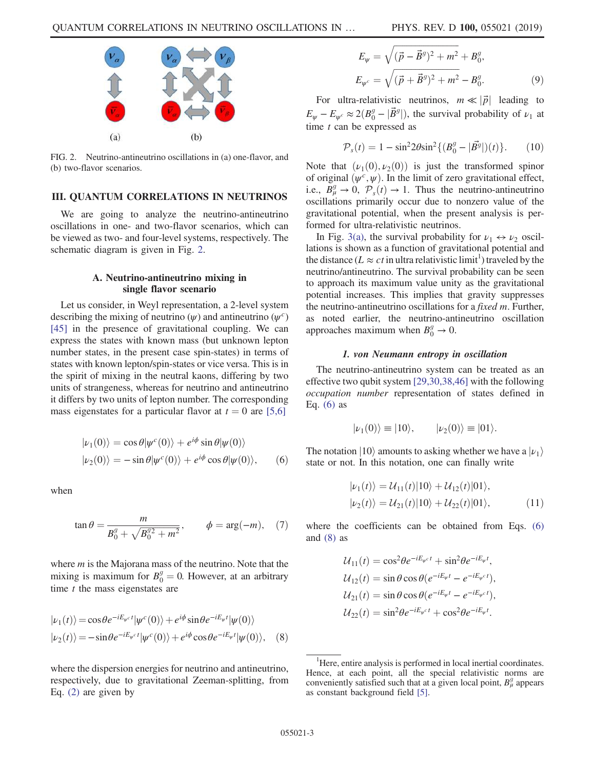(a)

(b)

FIG. 2. Neutrino-antineutrino oscillations in (a) one-flavor, and (b) two-flavor scenarios.

## III. QUANTUM CORRELATIONS IN NEUTRINOS

We are going to analyze the neutrino-antineutrino oscillations in one- and two-flavor scenarios, which can be viewed as two- and four-level systems, respectively. The schematic diagram is given in Fig. 2.

### A. Neutrino-antineutrino mixing in single flavor scenario

Let us consider, in Weyl representation, a 2-level system describing the mixing of neutrino ($\psi$) and antineutrino ($\psi^c$) [45] in the presence of gravitational coupling. We can express the states with known mass (but unknown lepton number states, in the present case spin-states) in terms of states with known lepton/spin-states or vice versa. This is in the spirit of mixing in the neutral kaons, differing by two units of strangeness, whereas for neutrino and antineutrino it differs by two units of lepton number. The corresponding mass eigenstates for a particular flavor at $t = 0$ are [5,6]

$$
\begin{aligned}
|\nu_1(0)\rangle &= \cos\theta|\psi^c(0)\rangle + e^{i\phi}\sin\theta|\psi(0)\rangle \\
|\nu_2(0)\rangle &= -\sin\theta|\psi^c(0)\rangle + e^{i\phi}\cos\theta|\psi(0)\rangle,
\end{aligned}
\tag{6}
$$

when

$$
\tan\theta = \frac{m}{B_0^g + \sqrt{B_0^{g2} + m^2}}, \qquad \phi = \arg(-m), \tag{7}
$$

where $m$ is the Majorana mass of the neutrino. Note that the mixing is maximum for $B_0^g = 0$. However, at an arbitrary time $t$ the mass eigenstates are

$$
\begin{aligned}
|\nu_1(t)\rangle &= \cos\theta e^{-iE_{\psi^c}t}|\psi^c(0)\rangle + e^{i\phi}\sin\theta e^{-iE_\psi t}|\psi(0)\rangle \\
|\nu_2(t)\rangle &= -\sin\theta e^{-iE_{\psi^c}t}|\psi^c(0)\rangle + e^{i\phi}\cos\theta e^{-iE_\psi t}|\psi(0)\rangle,
\end{aligned}
\tag{8}
$$

where the dispersion energies for neutrino and antineutrino, respectively, due to gravitational Zeeman-splitting, from Eq. (2) are given by

$$
\begin{aligned}
E_\psi &= \sqrt{(\vec{p} - \vec{B}^g)^2 + m^2} + B_0^g, \\
E_{\psi^c} &= \sqrt{(\vec{p} + \vec{B}^g)^2 + m^2} - B_0^g.
\end{aligned}
\tag{9}
$$

For ultra-relativistic neutrinos, $m \ll |\vec{p}|$ leading to $E_\psi - E_{\psi^c} \approx 2(B_0^g - |\vec{B}^g|)$, the survival probability of $\nu_1$ at time $t$ can be expressed as

$$
\mathcal{P}_s(t) = 1 - \sin^2 2\theta \sin^2\{(B_0^g - |\vec{B}^g|)(t)\}. \tag{10}
$$

Note that $(\nu_1(0), \nu_2(0))$ is just the transformed spinor of original $(\psi^c, \psi)$. In the limit of zero gravitational effect, i.e., $B_\mu^g \to 0$, $\mathcal{P}_s(t) \to 1$. Thus the neutrino-antineutrino oscillations primarily occur due to nonzero value of the gravitational potential, when the present analysis is performed for ultra-relativistic neutrinos.

In Fig. 3(a), the survival probability for $\nu_1 \leftrightarrow \nu_2$ oscillations is shown as a function of gravitational potential and the distance ($L \approx ct$ in ultra relativistic limit[1]) traveled by the neutrino/antineutrino. The survival probability can be seen to approach its maximum value unity as the gravitational potential increases. This implies that gravity suppresses the neutrino-antineutrino oscillations for a *fixed* $m$. Further, as noted earlier, the neutrino-antineutrino oscillation approaches maximum when $B_0^g \to 0$.

#### *1. von Neumann entropy in oscillation*

The neutrino-antineutrino system can be treated as an effective two qubit system [29,30,38,46] with the following *occupation number* representation of states defined in Eq. (6) as

$$
|\nu_1(0)\rangle \equiv |10\rangle, \qquad |\nu_2(0)\rangle \equiv |01\rangle.
$$

The notation $|10\rangle$ amounts to asking whether we have a $|\nu_1\rangle$ state or not. In this notation, one can finally write

$$
\begin{aligned}
|\nu_1(t)\rangle &= \mathcal{U}_{11}(t)|10\rangle + \mathcal{U}_{12}(t)|01\rangle, \\
|\nu_2(t)\rangle &= \mathcal{U}_{21}(t)|10\rangle + \mathcal{U}_{22}(t)|01\rangle,
\end{aligned}
\tag{11}
$$

where the coefficients can be obtained from Eqs. (6) and (8) as

$$
\begin{aligned}
\mathcal{U}_{11}(t) &= \cos^2\theta e^{-iE_{\psi^c}t} + \sin^2\theta e^{-iE_\psi t}, \\
\mathcal{U}_{12}(t) &= \sin\theta\cos\theta(e^{-iE_\psi t} - e^{-iE_{\psi^c}t}), \\
\mathcal{U}_{21}(t) &= \sin\theta\cos\theta(e^{-iE_\psi t} - e^{-iE_{\psi^c}t}), \\
\mathcal{U}_{22}(t) &= \sin^2\theta e^{-iE_{\psi^c}t} + \cos^2\theta e^{-iE_\psi t}.
\end{aligned}
$$

[1] Here, entire analysis is performed in local inertial coordinates. Hence, at each point, all the special relativistic norms are conveniently satisfied such that at a given local point, $B_\mu^g$ appears as constant background field [5].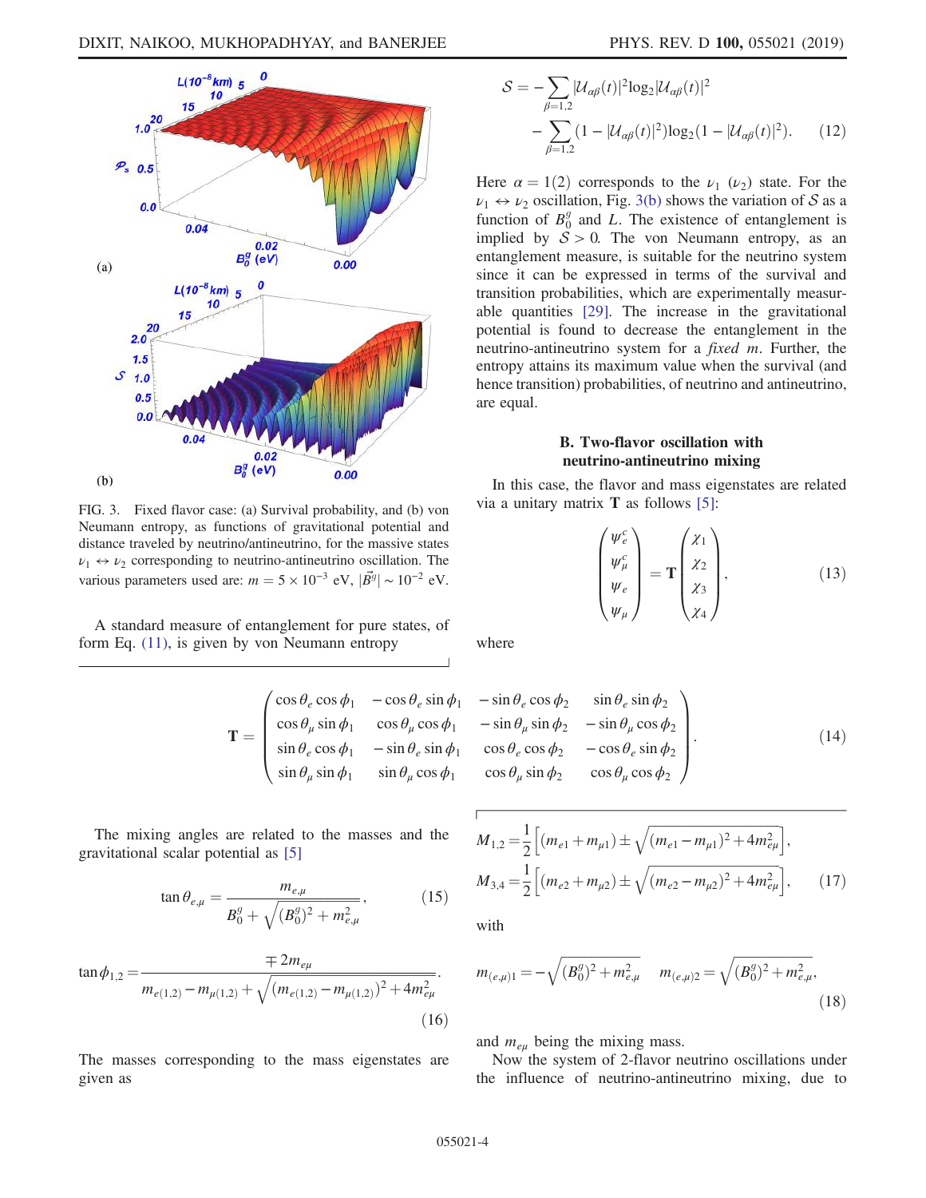FIG. 3. Fixed flavor case: (a) Survival probability, and (b) von Neumann entropy, as functions of gravitational potential and distance traveled by neutrino/antineutrino, for the massive states $\nu_1 \leftrightarrow \nu_2$ corresponding to neutrino-antineutrino oscillation. The various parameters used are: $m = 5 \times 10^{-3}$ eV, $|\vec{B}^g| \sim 10^{-2}$ eV.

A standard measure of entanglement for pure states, of form Eq. (11), is given by von Neumann entropy

$$
\mathcal{S} = -\sum_{\beta=1,2} |\mathcal{U}_{\alpha\beta}(t)|^2 \log_2 |\mathcal{U}_{\alpha\beta}(t)|^2 - \sum_{\beta=1,2} (1 - |\mathcal{U}_{\alpha\beta}(t)|^2) \log_2 (1 - |\mathcal{U}_{\alpha\beta}(t)|^2). \tag{12}
$$

Here $\alpha = 1(2)$ corresponds to the $\nu_1$ ($\nu_2$) state. For the $\nu_1 \leftrightarrow \nu_2$ oscillation, Fig. 3(b) shows the variation of $\mathcal{S}$ as a function of $B_0^g$ and $L$. The existence of entanglement is implied by $\mathcal{S} > 0$. The von Neumann entropy, as an entanglement measure, is suitable for the neutrino system since it can be expressed in terms of the survival and transition probabilities, which are experimentally measurable quantities [29]. The increase in the gravitational potential is found to decrease the entanglement in the neutrino-antineutrino system for a *fixed* $m$. Further, the entropy attains its maximum value when the survival (and hence transition) probabilities, of neutrino and antineutrino, are equal.

### B. Two-flavor oscillation with neutrino-antineutrino mixing

In this case, the flavor and mass eigenstates are related via a unitary matrix $\mathbf{T}$ as follows [5]:

$$
\begin{pmatrix} \psi_e^c \\ \psi_\mu^c \\ \psi_e \\ \psi_\mu \end{pmatrix} = \mathbf{T} \begin{pmatrix} \chi_1 \\ \chi_2 \\ \chi_3 \\ \chi_4 \end{pmatrix}, \tag{13}
$$

where

$$
\mathbf{T} = \begin{pmatrix} \cos\theta_e \cos\phi_1 & -\cos\theta_e \sin\phi_1 & -\sin\theta_e \cos\phi_2 & \sin\theta_e \sin\phi_2 \\ \cos\theta_\mu \sin\phi_1 & \cos\theta_\mu \cos\phi_1 & -\sin\theta_\mu \sin\phi_2 & -\sin\theta_\mu \cos\phi_2 \\ \sin\theta_e \cos\phi_1 & -\sin\theta_e \sin\phi_1 & \cos\theta_e \cos\phi_2 & -\cos\theta_e \sin\phi_2 \\ \sin\theta_\mu \sin\phi_1 & \sin\theta_\mu \cos\phi_1 & \cos\theta_\mu \sin\phi_2 & \cos\theta_\mu \cos\phi_2 \end{pmatrix}. \tag{14}
$$

The mixing angles are related to the masses and the gravitational scalar potential as [5]

$$
\tan\theta_{e,\mu} = \frac{m_{e,\mu}}{B_0^g + \sqrt{(B_0^g)^2 + m_{e,\mu}^2}}, \tag{15}
$$

$$
\tan\phi_{1,2} = \frac{\mp 2m_{e\mu}}{m_{e(1,2)} - m_{\mu(1,2)} + \sqrt{(m_{e(1,2)} - m_{\mu(1,2)})^2 + 4m_{e\mu}^2}}. \tag{16}
$$

The masses corresponding to the mass eigenstates are given as

$$
M_{1,2} = \frac{1}{2}\left[(m_{e1} + m_{\mu1}) \pm \sqrt{(m_{e1} - m_{\mu1})^2 + 4m_{e\mu}^2}\right],
$$

$$
M_{3,4} = \frac{1}{2}\left[(m_{e2} + m_{\mu2}) \pm \sqrt{(m_{e2} - m_{\mu2})^2 + 4m_{e\mu}^2}\right], \tag{17}
$$

with

$$
m_{(e,\mu)1} = -\sqrt{(B_0^g)^2 + m_{e,\mu}^2} \quad m_{(e,\mu)2} = \sqrt{(B_0^g)^2 + m_{e,\mu}^2}, \tag{18}
$$

and $m_{e\mu}$ being the mixing mass.

Now the system of 2-flavor neutrino oscillations under the influence of neutrino-antineutrino mixing, due to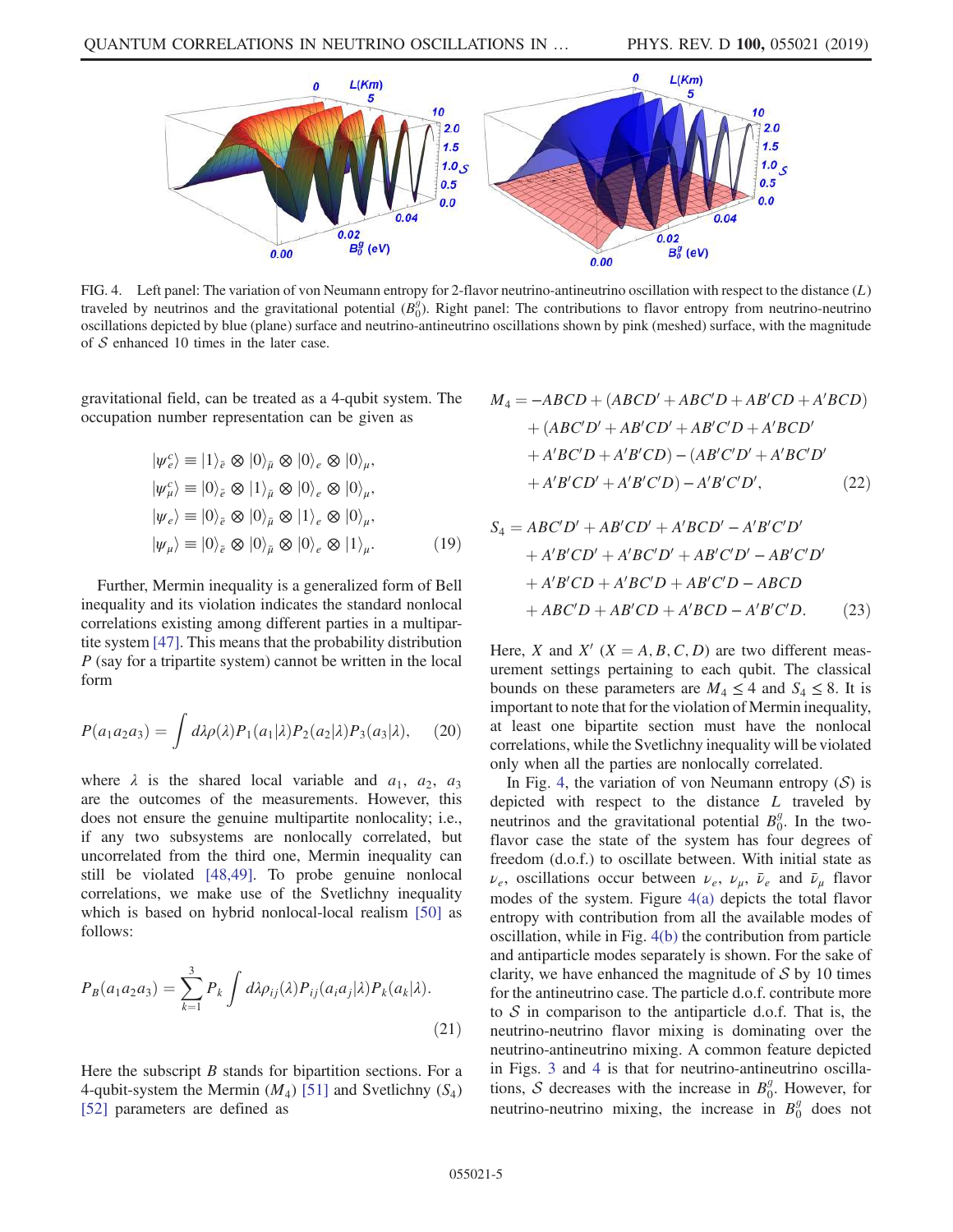0
L(Km)
5
10
2.0
1.5
1.0 S
0.5
0.0
0.04
0.02
$B_0^g$ (eV)
0.00

0
L(Km)
5
10
2.0
1.5
1.0 S
0.5
0.0
0.04
0.02
$B_0^g$ (eV)
0.00

FIG. 4. Left panel: The variation of von Neumann entropy for 2-flavor neutrino-antineutrino oscillation with respect to the distance ($L$) traveled by neutrinos and the gravitational potential ($B_0^g$). Right panel: The contributions to flavor entropy from neutrino-neutrino oscillations depicted by blue (plane) surface and neutrino-antineutrino oscillations shown by pink (meshed) surface, with the magnitude of $\mathcal{S}$ enhanced 10 times in the later case.

gravitational field, can be treated as a 4-qubit system. The occupation number representation can be given as

$$
\begin{aligned}
|\psi_e^c\rangle &\equiv |1\rangle_{\bar{e}} \otimes |0\rangle_{\bar{\mu}} \otimes |0\rangle_e \otimes |0\rangle_\mu, \\
|\psi_\mu^c\rangle &\equiv |0\rangle_{\bar{e}} \otimes |1\rangle_{\bar{\mu}} \otimes |0\rangle_e \otimes |0\rangle_\mu, \\
|\psi_e\rangle &\equiv |0\rangle_{\bar{e}} \otimes |0\rangle_{\bar{\mu}} \otimes |1\rangle_e \otimes |0\rangle_\mu, \\
|\psi_\mu\rangle &\equiv |0\rangle_{\bar{e}} \otimes |0\rangle_{\bar{\mu}} \otimes |0\rangle_e \otimes |1\rangle_\mu.
\end{aligned} \tag{19}
$$

Further, Mermin inequality is a generalized form of Bell inequality and its violation indicates the standard nonlocal correlations existing among different parties in a multipartite system [47]. This means that the probability distribution $P$ (say for a tripartite system) cannot be written in the local form

$$
P(a_1 a_2 a_3) = \int d\lambda \rho(\lambda) P_1(a_1|\lambda) P_2(a_2|\lambda) P_3(a_3|\lambda), \tag{20}
$$

where $\lambda$ is the shared local variable and $a_1$, $a_2$, $a_3$ are the outcomes of the measurements. However, this does not ensure the genuine multipartite nonlocality; i.e., if any two subsystems are nonlocally correlated, but uncorrelated from the third one, Mermin inequality can still be violated [48,49]. To probe genuine nonlocal correlations, we make use of the Svetlichny inequality which is based on hybrid nonlocal-local realism [50] as follows:

$$
P_B(a_1 a_2 a_3) = \sum_{k=1}^{3} P_k \int d\lambda \rho_{ij}(\lambda) P_{ij}(a_i a_j|\lambda) P_k(a_k|\lambda). \tag{21}
$$

Here the subscript $B$ stands for bipartition sections. For a 4-qubit-system the Mermin ($M_4$) [51] and Svetlichny ($S_4$) [52] parameters are defined as

$$
\begin{aligned}
M_4 = &-ABCD + (ABCD' + ABC'D + AB'CD + A'BCD) \\
&+ (ABC'D' + AB'CD' + AB'C'D + A'BCD' \\
&+ A'BC'D + A'B'CD) - (AB'C'D' + A'BC'D' \\
&+ A'B'CD' + A'B'C'D) - A'B'C'D',
\end{aligned} \tag{22}
$$

$$
\begin{aligned}
S_4 = &ABC'D' + AB'CD' + A'BCD' - A'B'C'D' \\
&+ A'B'CD' + A'BC'D' + AB'C'D' - AB'C'D' \\
&+ A'B'CD + A'BC'D + AB'C'D - ABCD \\
&+ ABC'D + AB'CD + A'BCD - A'B'C'D.
\end{aligned} \tag{23}
$$

Here, $X$ and $X'$ ($X = A, B, C, D$) are two different measurement settings pertaining to each qubit. The classical bounds on these parameters are $M_4 \leq 4$ and $S_4 \leq 8$. It is important to note that for the violation of Mermin inequality, at least one bipartite section must have the nonlocal correlations, while the Svetlichny inequality will be violated only when all the parties are nonlocally correlated.

In Fig. 4, the variation of von Neumann entropy ($\mathcal{S}$) is depicted with respect to the distance $L$ traveled by neutrinos and the gravitational potential $B_0^g$. In the two-flavor case the state of the system has four degrees of freedom (d.o.f.) to oscillate between. With initial state as $\nu_e$, oscillations occur between $\nu_e$, $\nu_\mu$, $\bar{\nu}_e$ and $\bar{\nu}_\mu$ flavor modes of the system. Figure 4(a) depicts the total flavor entropy with contribution from all the available modes of oscillation, while in Fig. 4(b) the contribution from particle and antiparticle modes separately is shown. For the sake of clarity, we have enhanced the magnitude of $\mathcal{S}$ by 10 times for the antineutrino case. The particle d.o.f. contribute more to $\mathcal{S}$ in comparison to the antiparticle d.o.f. That is, the neutrino-neutrino flavor mixing is dominating over the neutrino-antineutrino mixing. A common feature depicted in Figs. 3 and 4 is that for neutrino-antineutrino oscillations, $\mathcal{S}$ decreases with the increase in $B_0^g$. However, for neutrino-neutrino mixing, the increase in $B_0^g$ does not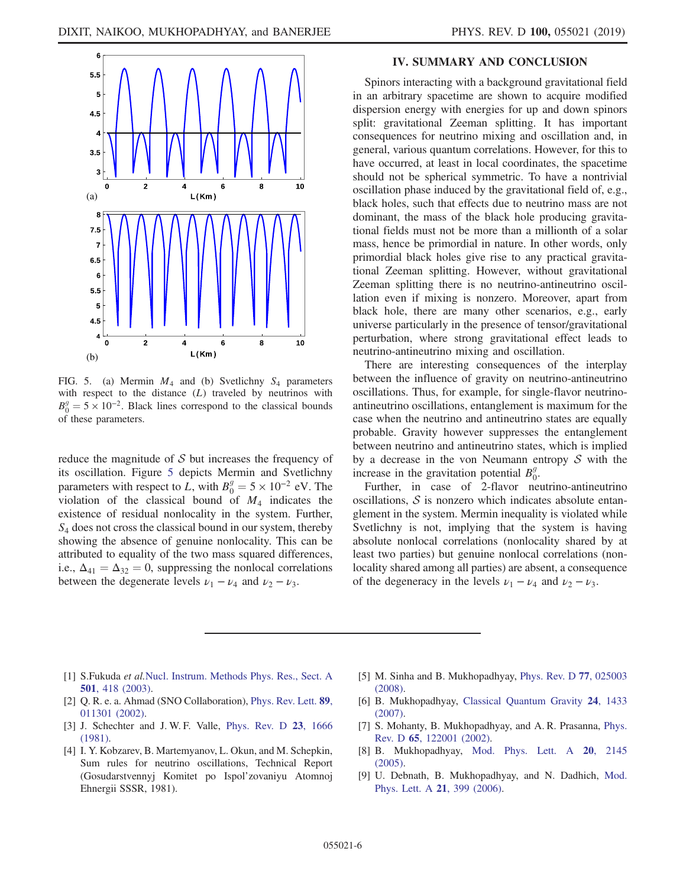(a)

6
5.5
5
4.5
4
3.5
3
0 2 4 6 8 10
L(Km)

(b)

8
7.5
7
6.5
6
5.5
5
4.5
4
0 2 4 6 8 10
L(Km)

FIG. 5. (a) Mermin $M_4$ and (b) Svetlichny $S_4$ parameters with respect to the distance ($L$) traveled by neutrinos with $B_0^g = 5 \times 10^{-2}$. Black lines correspond to the classical bounds of these parameters.

reduce the magnitude of $\mathcal{S}$ but increases the frequency of its oscillation. Figure 5 depicts Mermin and Svetlichny parameters with respect to $L$, with $B_0^g = 5 \times 10^{-2}$ eV. The violation of the classical bound of $M_4$ indicates the existence of residual nonlocality in the system. Further, $S_4$ does not cross the classical bound in our system, thereby showing the absence of genuine nonlocality. This can be attributed to equality of the two mass squared differences, i.e., $\Delta_{41} = \Delta_{32} = 0$, suppressing the nonlocal correlations between the degenerate levels $\nu_1 - \nu_4$ and $\nu_2 - \nu_3$.

## IV. SUMMARY AND CONCLUSION

Spinors interacting with a background gravitational field in an arbitrary spacetime are shown to acquire modified dispersion energy with energies for up and down spinors split: gravitational Zeeman splitting. It has important consequences for neutrino mixing and oscillation and, in general, various quantum correlations. However, for this to have occurred, at least in local coordinates, the spacetime should not be spherical symmetric. To have a nontrivial oscillation phase induced by the gravitational field of, e.g., black holes, such that effects due to neutrino mass are not dominant, the mass of the black hole producing gravitational fields must not be more than a millionth of a solar mass, hence be primordial in nature. In other words, only primordial black holes give rise to any practical gravitational Zeeman splitting. However, without gravitational Zeeman splitting there is no neutrino-antineutrino oscillation even if mixing is nonzero. Moreover, apart from black hole, there are many other scenarios, e.g., early universe particularly in the presence of tensor/gravitational perturbation, where strong gravitational effect leads to neutrino-antineutrino mixing and oscillation.

There are interesting consequences of the interplay between the influence of gravity on neutrino-antineutrino oscillations. Thus, for example, for single-flavor neutrino-antineutrino oscillations, entanglement is maximum for the case when the neutrino and antineutrino states are equally probable. Gravity however suppresses the entanglement between neutrino and antineutrino states, which is implied by a decrease in the von Neumann entropy $\mathcal{S}$ with the increase in the gravitation potential $B_0^g$.

Further, in case of 2-flavor neutrino-antineutrino oscillations, $\mathcal{S}$ is nonzero which indicates absolute entanglement in the system. Mermin inequality is violated while Svetlichny is not, implying that the system is having absolute nonlocal correlations (nonlocality shared by at least two parties) but genuine nonlocal correlations (nonlocality shared among all parties) are absent, a consequence of the degeneracy in the levels $\nu_1 - \nu_4$ and $\nu_2 - \nu_3$.

---

[1] S.Fukuda *et al.* Nucl. Instrum. Methods Phys. Res., Sect. A **501**, 418 (2003).

[2] Q. R. e. a. Ahmad (SNO Collaboration), Phys. Rev. Lett. **89**, 011301 (2002).

[3] J. Schechter and J. W. F. Valle, Phys. Rev. D **23**, 1666 (1981).

[4] I. Y. Kobzarev, B. Martemyanov, L. Okun, and M. Schepkin, Sum rules for neutrino oscillations, Technical Report (Gosudarstvennyj Komitet po Ispol'zovaniyu Atomnoj Ehnergii SSSR, 1981).

[5] M. Sinha and B. Mukhopadhyay, Phys. Rev. D **77**, 025003 (2008).

[6] B. Mukhopadhyay, Classical Quantum Gravity **24**, 1433 (2007).

[7] S. Mohanty, B. Mukhopadhyay, and A. R. Prasanna, Phys. Rev. D **65**, 122001 (2002).

[8] B. Mukhopadhyay, Mod. Phys. Lett. A **20**, 2145 (2005).

[9] U. Debnath, B. Mukhopadhyay, and N. Dadhich, Mod. Phys. Lett. A **21**, 399 (2006).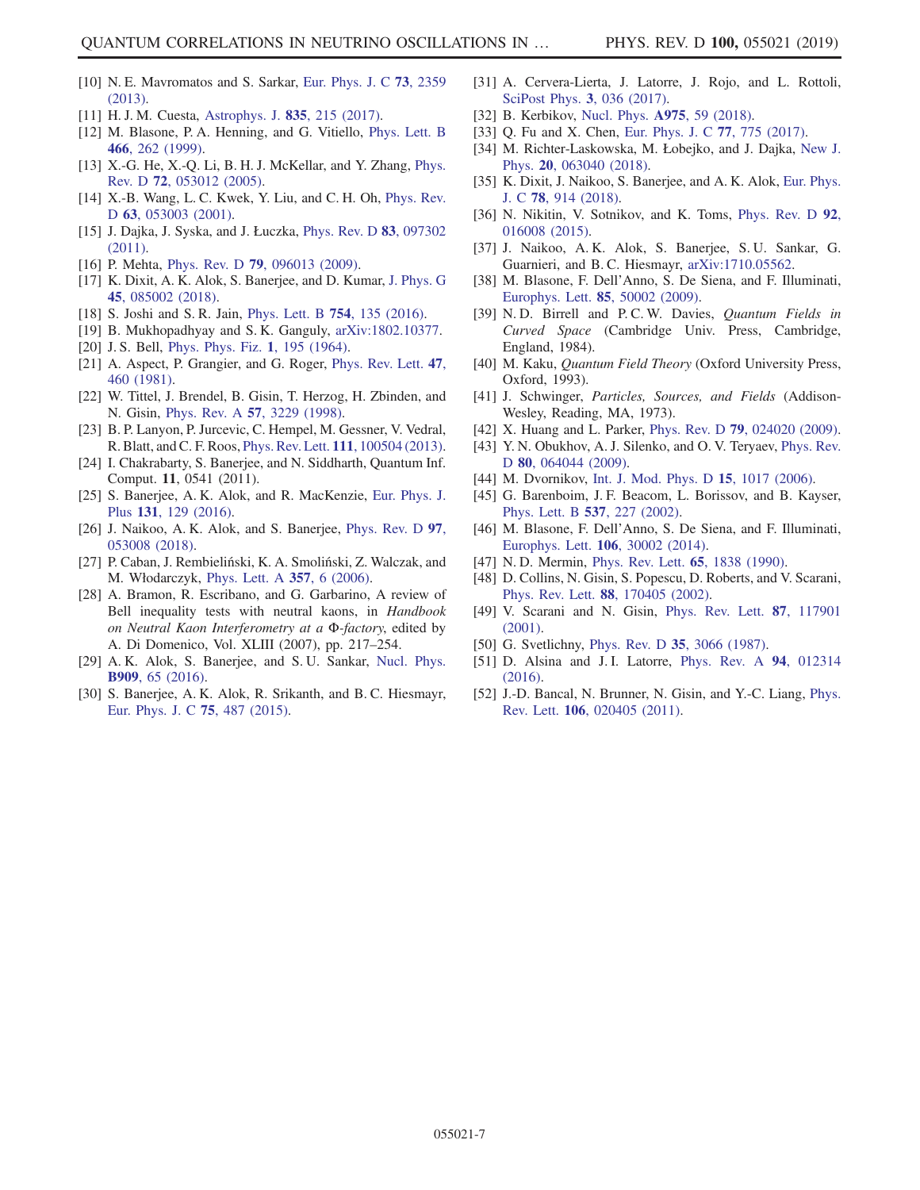[10] N. E. Mavromatos and S. Sarkar, Eur. Phys. J. C **73**, 2359 (2013).

[11] H. J. M. Cuesta, Astrophys. J. **835**, 215 (2017).

[12] M. Blasone, P. A. Henning, and G. Vitiello, Phys. Lett. B **466**, 262 (1999).

[13] X.-G. He, X.-Q. Li, B. H. J. McKellar, and Y. Zhang, Phys. Rev. D **72**, 053012 (2005).

[14] X.-B. Wang, L. C. Kwek, Y. Liu, and C. H. Oh, Phys. Rev. D **63**, 053003 (2001).

[15] J. Dajka, J. Syska, and J. Łuczka, Phys. Rev. D **83**, 097302 (2011).

[16] P. Mehta, Phys. Rev. D **79**, 096013 (2009).

[17] K. Dixit, A. K. Alok, S. Banerjee, and D. Kumar, J. Phys. G **45**, 085002 (2018).

[18] S. Joshi and S. R. Jain, Phys. Lett. B **754**, 135 (2016).

[19] B. Mukhopadhyay and S. K. Ganguly, arXiv:1802.10377.

[20] J. S. Bell, Phys. Phys. Fiz. **1**, 195 (1964).

[21] A. Aspect, P. Grangier, and G. Roger, Phys. Rev. Lett. **47**, 460 (1981).

[22] W. Tittel, J. Brendel, B. Gisin, T. Herzog, H. Zbinden, and N. Gisin, Phys. Rev. A **57**, 3229 (1998).

[23] B. P. Lanyon, P. Jurcevic, C. Hempel, M. Gessner, V. Vedral, R. Blatt, and C. F. Roos, Phys. Rev. Lett. **111**, 100504 (2013).

[24] I. Chakrabarty, S. Banerjee, and N. Siddharth, Quantum Inf. Comput. **11**, 0541 (2011).

[25] S. Banerjee, A. K. Alok, and R. MacKenzie, Eur. Phys. J. Plus **131**, 129 (2016).

[26] J. Naikoo, A. K. Alok, and S. Banerjee, Phys. Rev. D **97**, 053008 (2018).

[27] P. Caban, J. Rembieliński, K. A. Smoliński, Z. Walczak, and M. Włodarczyk, Phys. Lett. A **357**, 6 (2006).

[28] A. Bramon, R. Escribano, and G. Garbarino, A review of Bell inequality tests with neutral kaons, in *Handbook on Neutral Kaon Interferometry at a Φ-factory*, edited by A. Di Domenico, Vol. XLIII (2007), pp. 217–254.

[29] A. K. Alok, S. Banerjee, and S. U. Sankar, Nucl. Phys. **B909**, 65 (2016).

[30] S. Banerjee, A. K. Alok, R. Srikanth, and B. C. Hiesmayr, Eur. Phys. J. C **75**, 487 (2015).

[31] A. Cervera-Lierta, J. Latorre, J. Rojo, and L. Rottoli, SciPost Phys. **3**, 036 (2017).

[32] B. Kerbikov, Nucl. Phys. **A975**, 59 (2018).

[33] Q. Fu and X. Chen, Eur. Phys. J. C **77**, 775 (2017).

[34] M. Richter-Laskowska, M. Łobejko, and J. Dajka, New J. Phys. **20**, 063040 (2018).

[35] K. Dixit, J. Naikoo, S. Banerjee, and A. K. Alok, Eur. Phys. J. C **78**, 914 (2018).

[36] N. Nikitin, V. Sotnikov, and K. Toms, Phys. Rev. D **92**, 016008 (2015).

[37] J. Naikoo, A. K. Alok, S. Banerjee, S. U. Sankar, G. Guarnieri, and B. C. Hiesmayr, arXiv:1710.05562.

[38] M. Blasone, F. Dell'Anno, S. De Siena, and F. Illuminati, Europhys. Lett. **85**, 50002 (2009).

[39] N. D. Birrell and P. C. W. Davies, *Quantum Fields in Curved Space* (Cambridge Univ. Press, Cambridge, England, 1984).

[40] M. Kaku, *Quantum Field Theory* (Oxford University Press, Oxford, 1993).

[41] J. Schwinger, *Particles, Sources, and Fields* (Addison-Wesley, Reading, MA, 1973).

[42] X. Huang and L. Parker, Phys. Rev. D **79**, 024020 (2009).

[43] Y. N. Obukhov, A. J. Silenko, and O. V. Teryaev, Phys. Rev. D **80**, 064044 (2009).

[44] M. Dvornikov, Int. J. Mod. Phys. D **15**, 1017 (2006).

[45] G. Barenboim, J. F. Beacom, L. Borissov, and B. Kayser, Phys. Lett. B **537**, 227 (2002).

[46] M. Blasone, F. Dell'Anno, S. De Siena, and F. Illuminati, Europhys. Lett. **106**, 30002 (2014).

[47] N. D. Mermin, Phys. Rev. Lett. **65**, 1838 (1990).

[48] D. Collins, N. Gisin, S. Popescu, D. Roberts, and V. Scarani, Phys. Rev. Lett. **88**, 170405 (2002).

[49] V. Scarani and N. Gisin, Phys. Rev. Lett. **87**, 117901 (2001).

[50] G. Svetlichny, Phys. Rev. D **35**, 3066 (1987).

[51] D. Alsina and J. I. Latorre, Phys. Rev. A **94**, 012314 (2016).

[52] J.-D. Bancal, N. Brunner, N. Gisin, and Y.-C. Liang, Phys. Rev. Lett. **106**, 020405 (2011).